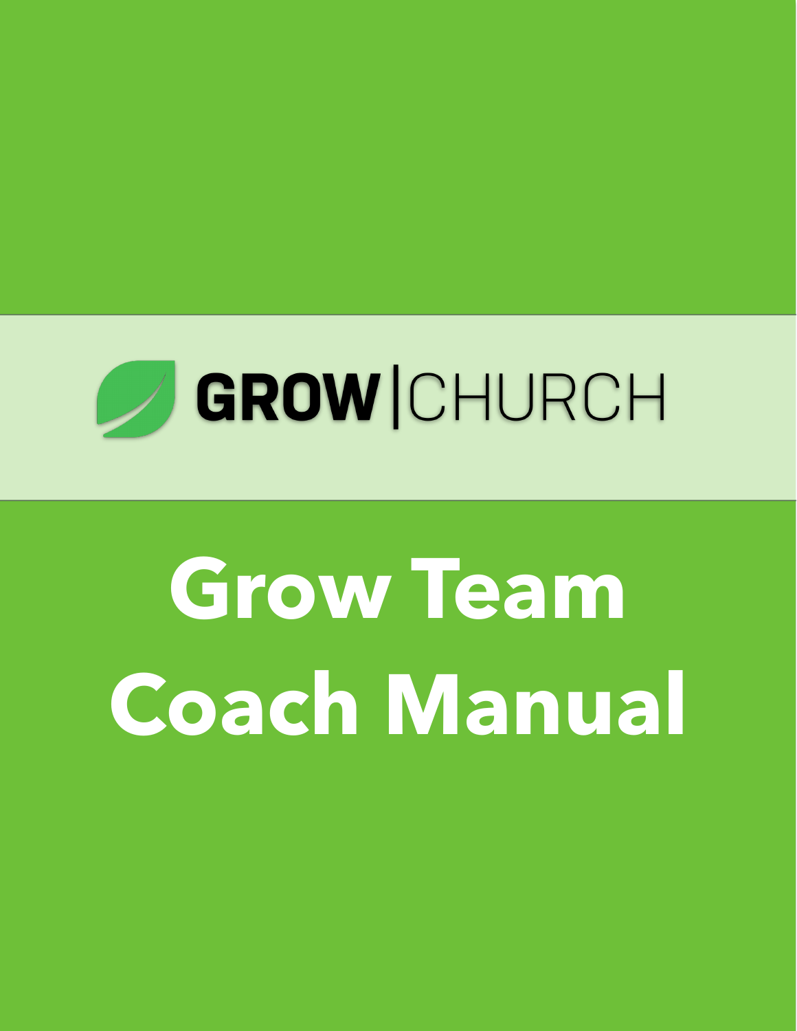GROW | CHURCH

# Grow Team Coach Manual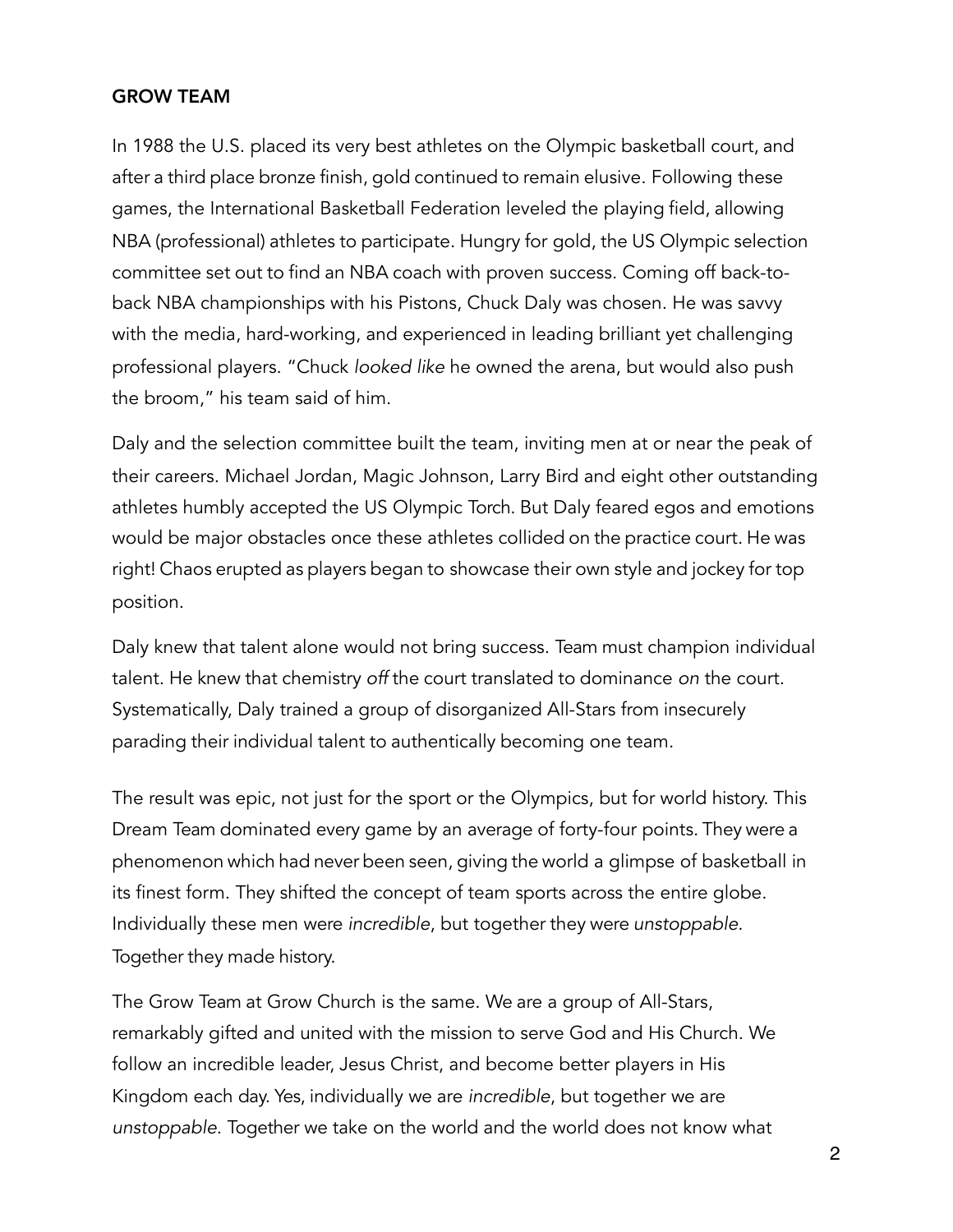**GROW TEAM**

In 1988 the U.S. placed its very best athletes on the Olympic basketball court, and after a third place bronze finish, gold continued to remain elusive. Following these games, the International Basketball Federation leveled the playing field, allowing NBA (professional) athletes to participate. Hungry for gold, the US Olympic selection committee set out to find an NBA coach with proven success. Coming off back-to-back NBA championships with his Pistons, Chuck Daly was chosen. He was savvy with the media, hard-working, and experienced in leading brilliant yet challenging professional players. "Chuck *looked like* he owned the arena, but would also push the broom," his team said of him.

Daly and the selection committee built the team, inviting men at or near the peak of their careers. Michael Jordan, Magic Johnson, Larry Bird and eight other outstanding athletes humbly accepted the US Olympic Torch. But Daly feared egos and emotions would be major obstacles once these athletes collided on the practice court. He was right! Chaos erupted as players began to showcase their own style and jockey for top position.

Daly knew that talent alone would not bring success. Team must champion individual talent. He knew that chemistry *off* the court translated to dominance *on* the court. Systematically, Daly trained a group of disorganized All-Stars from insecurely parading their individual talent to authentically becoming one team.

The result was epic, not just for the sport or the Olympics, but for world history. This Dream Team dominated every game by an average of forty-four points. They were a phenomenon which had never been seen, giving the world a glimpse of basketball in its finest form. They shifted the concept of team sports across the entire globe. Individually these men were *incredible*, but together they were *unstoppable*. Together they made history.

The Grow Team at Grow Church is the same. We are a group of All-Stars, remarkably gifted and united with the mission to serve God and His Church. We follow an incredible leader, Jesus Christ, and become better players in His Kingdom each day. Yes, individually we are *incredible*, but together we are *unstoppable.* Together we take on the world and the world does not know what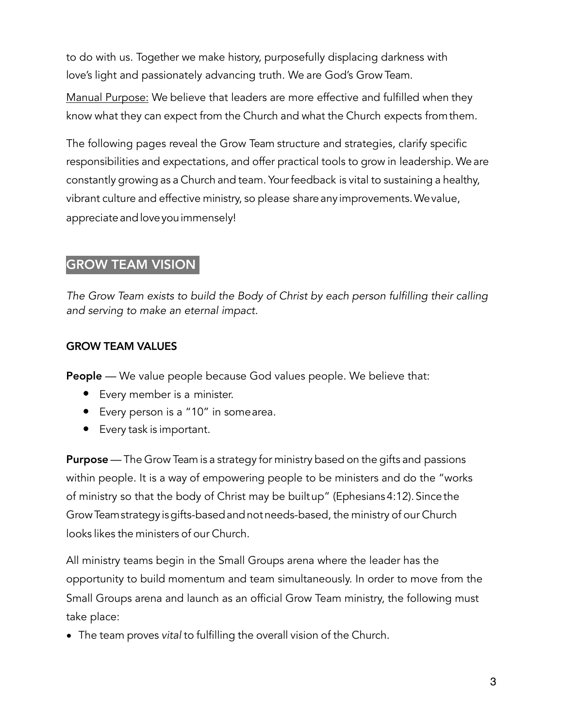to do with us. Together we make history, purposefully displacing darkness with love's light and passionately advancing truth. We are God's Grow Team.

Manual Purpose: We believe that leaders are more effective and fulfilled when they know what they can expect from the Church and what the Church expects from them.

The following pages reveal the Grow Team structure and strategies, clarify specific responsibilities and expectations, and offer practical tools to grow in leadership. We are constantly growing as a Church and team. Your feedback is vital to sustaining a healthy, vibrant culture and effective ministry, so please share any improvements. We value, appreciate and love you immensely!

## GROW TEAM VISION

*The Grow Team exists to build the Body of Christ by each person fulfilling their calling and serving to make an eternal impact.*

### GROW TEAM VALUES

**People** — We value people because God values people. We believe that:

- Every member is a minister.
- Every person is a "10" in some area.
- Every task is important.

**Purpose** — The Grow Team is a strategy for ministry based on the gifts and passions within people. It is a way of empowering people to be ministers and do the "works of ministry so that the body of Christ may be built up" (Ephesians 4:12). Since the Grow Team strategy is gifts-based and not needs-based, the ministry of our Church looks likes the ministers of our Church.

All ministry teams begin in the Small Groups arena where the leader has the opportunity to build momentum and team simultaneously. In order to move from the Small Groups arena and launch as an official Grow Team ministry, the following must take place:

- The team proves *vital* to fulfilling the overall vision of the Church.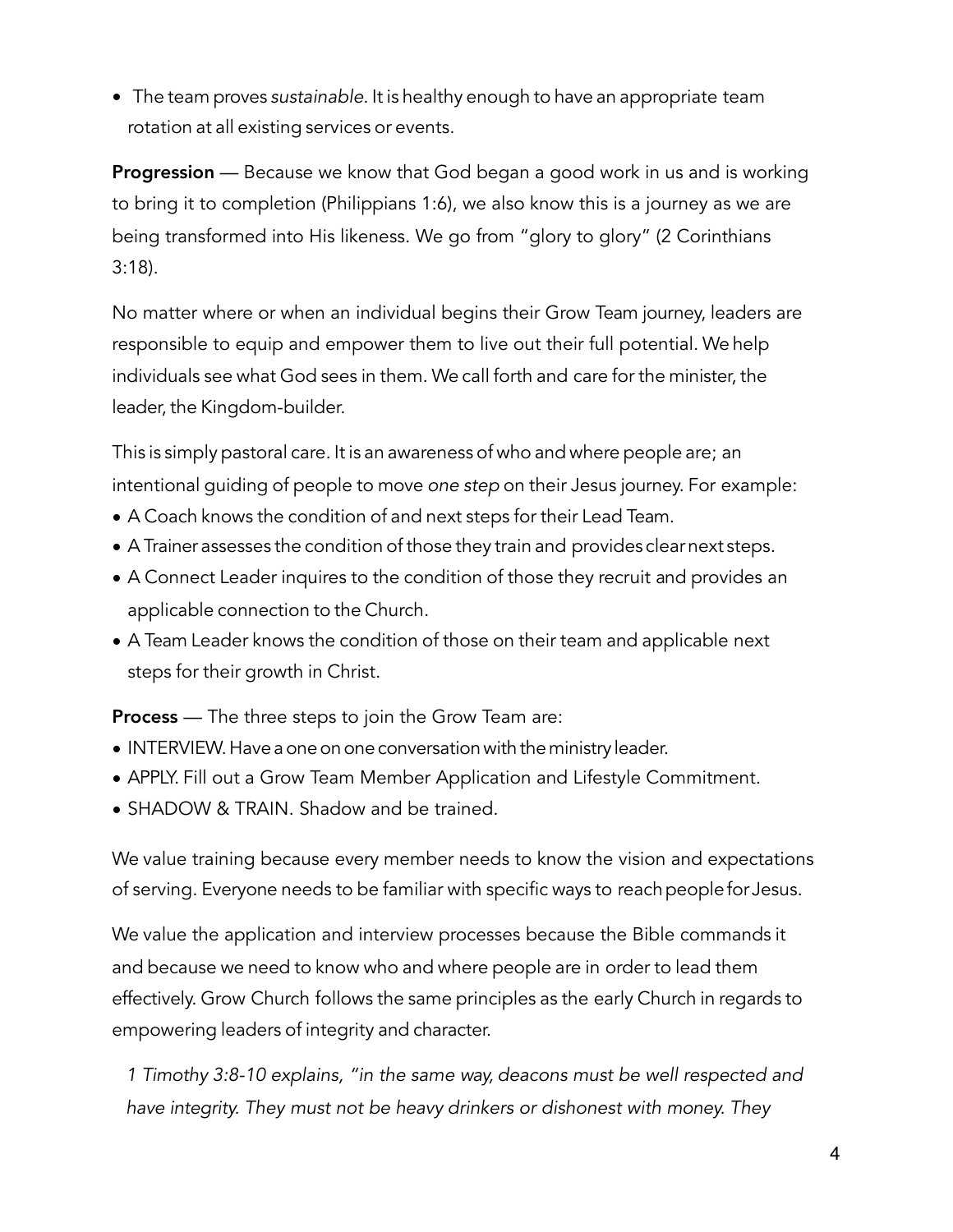- The team proves *sustainable*. It is healthy enough to have an appropriate team rotation at all existing services or events.

**Progression** — Because we know that God began a good work in us and is working to bring it to completion (Philippians 1:6), we also know this is a journey as we are being transformed into His likeness. We go from "glory to glory" (2 Corinthians 3:18).

No matter where or when an individual begins their Grow Team journey, leaders are responsible to equip and empower them to live out their full potential. We help individuals see what God sees in them. We call forth and care for the minister, the leader, the Kingdom-builder.

This is simply pastoral care. It is an awareness of who and where people are; an intentional guiding of people to move *one step* on their Jesus journey. For example:

- A Coach knows the condition of and next steps for their Lead Team.
- A Trainer assesses the condition of those they train and provides clear next steps.
- A Connect Leader inquires to the condition of those they recruit and provides an applicable connection to the Church.
- A Team Leader knows the condition of those on their team and applicable next steps for their growth in Christ.

**Process** — The three steps to join the Grow Team are:

- INTERVIEW. Have a one on one conversation with the ministry leader.
- APPLY. Fill out a Grow Team Member Application and Lifestyle Commitment.
- SHADOW & TRAIN. Shadow and be trained.

We value training because every member needs to know the vision and expectations of serving. Everyone needs to be familiar with specific ways to reach people for Jesus.

We value the application and interview processes because the Bible commands it and because we need to know who and where people are in order to lead them effectively. Grow Church follows the same principles as the early Church in regards to empowering leaders of integrity and character.

> *1 Timothy 3:8-10 explains, "in the same way, deacons must be well respected and have integrity. They must not be heavy drinkers or dishonest with money. They*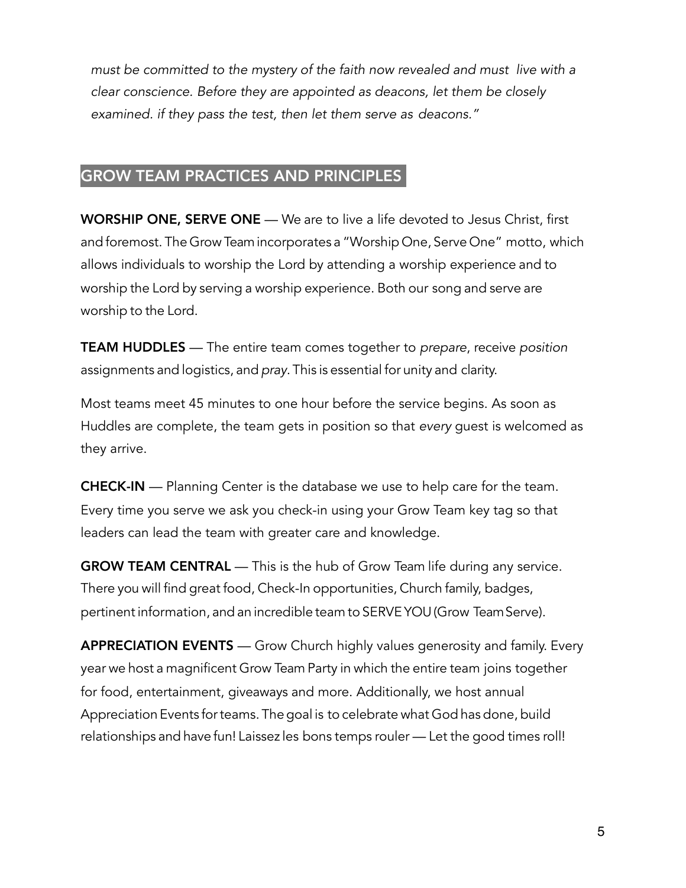*must be committed to the mystery of the faith now revealed and must live with a clear conscience. Before they are appointed as deacons, let them be closely examined. if they pass the test, then let them serve as deacons."*

## GROW TEAM PRACTICES AND PRINCIPLES

**WORSHIP ONE, SERVE ONE** — We are to live a life devoted to Jesus Christ, first and foremost. The Grow Team incorporates a "Worship One, Serve One" motto, which allows individuals to worship the Lord by attending a worship experience and to worship the Lord by serving a worship experience. Both our song and serve are worship to the Lord.

**TEAM HUDDLES** — The entire team comes together to *prepare*, receive *position* assignments and logistics, and *pray*. This is essential for unity and clarity.

Most teams meet 45 minutes to one hour before the service begins. As soon as Huddles are complete, the team gets in position so that *every* guest is welcomed as they arrive.

**CHECK-IN** — Planning Center is the database we use to help care for the team. Every time you serve we ask you check-in using your Grow Team key tag so that leaders can lead the team with greater care and knowledge.

**GROW TEAM CENTRAL** — This is the hub of Grow Team life during any service. There you will find great food, Check-In opportunities, Church family, badges, pertinent information, and an incredible team to SERVE YOU (Grow Team Serve).

**APPRECIATION EVENTS** — Grow Church highly values generosity and family. Every year we host a magnificent Grow Team Party in which the entire team joins together for food, entertainment, giveaways and more. Additionally, we host annual Appreciation Events for teams. The goal is to celebrate what God has done, build relationships and have fun! Laissez les bons temps rouler — Let the good times roll!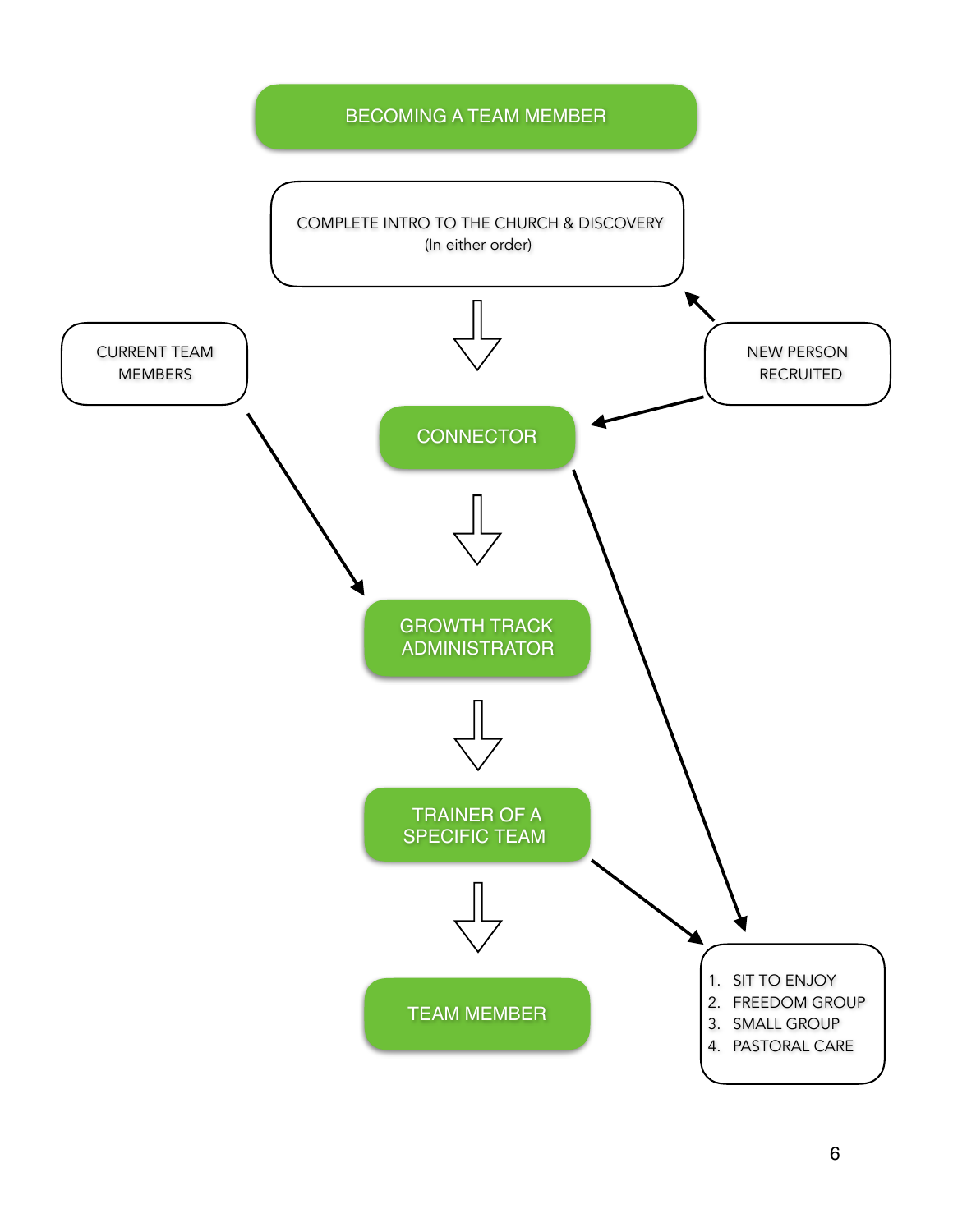# BECOMING A TEAM MEMBER

COMPLETE INTRO TO THE CHURCH & DISCOVERY
(In either order)

CURRENT TEAM MEMBERS

NEW PERSON RECRUITED

CONNECTOR

GROWTH TRACK ADMINISTRATOR

TRAINER OF A SPECIFIC TEAM

TEAM MEMBER

1. SIT TO ENJOY
2. FREEDOM GROUP
3. SMALL GROUP
4. PASTORAL CARE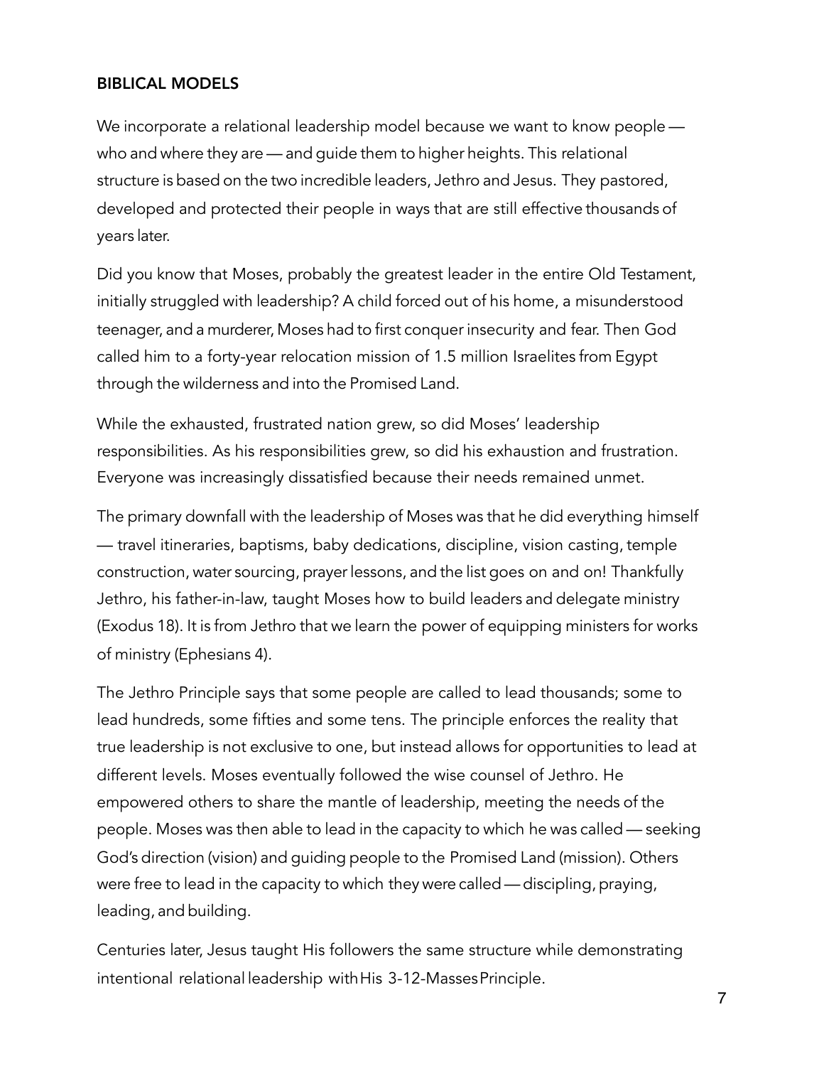## BIBLICAL MODELS

We incorporate a relational leadership model because we want to know people — who and where they are — and guide them to higher heights. This relational structure is based on the two incredible leaders, Jethro and Jesus. They pastored, developed and protected their people in ways that are still effective thousands of years later.

Did you know that Moses, probably the greatest leader in the entire Old Testament, initially struggled with leadership? A child forced out of his home, a misunderstood teenager, and a murderer, Moses had to first conquer insecurity and fear. Then God called him to a forty-year relocation mission of 1.5 million Israelites from Egypt through the wilderness and into the Promised Land.

While the exhausted, frustrated nation grew, so did Moses' leadership responsibilities. As his responsibilities grew, so did his exhaustion and frustration. Everyone was increasingly dissatisfied because their needs remained unmet.

The primary downfall with the leadership of Moses was that he did everything himself — travel itineraries, baptisms, baby dedications, discipline, vision casting, temple construction, water sourcing, prayer lessons, and the list goes on and on! Thankfully Jethro, his father-in-law, taught Moses how to build leaders and delegate ministry (Exodus 18). It is from Jethro that we learn the power of equipping ministers for works of ministry (Ephesians 4).

The Jethro Principle says that some people are called to lead thousands; some to lead hundreds, some fifties and some tens. The principle enforces the reality that true leadership is not exclusive to one, but instead allows for opportunities to lead at different levels. Moses eventually followed the wise counsel of Jethro. He empowered others to share the mantle of leadership, meeting the needs of the people. Moses was then able to lead in the capacity to which he was called — seeking God's direction (vision) and guiding people to the Promised Land (mission). Others were free to lead in the capacity to which they were called — discipling, praying, leading, and building.

Centuries later, Jesus taught His followers the same structure while demonstrating intentional relational leadership with His 3-12-Masses Principle.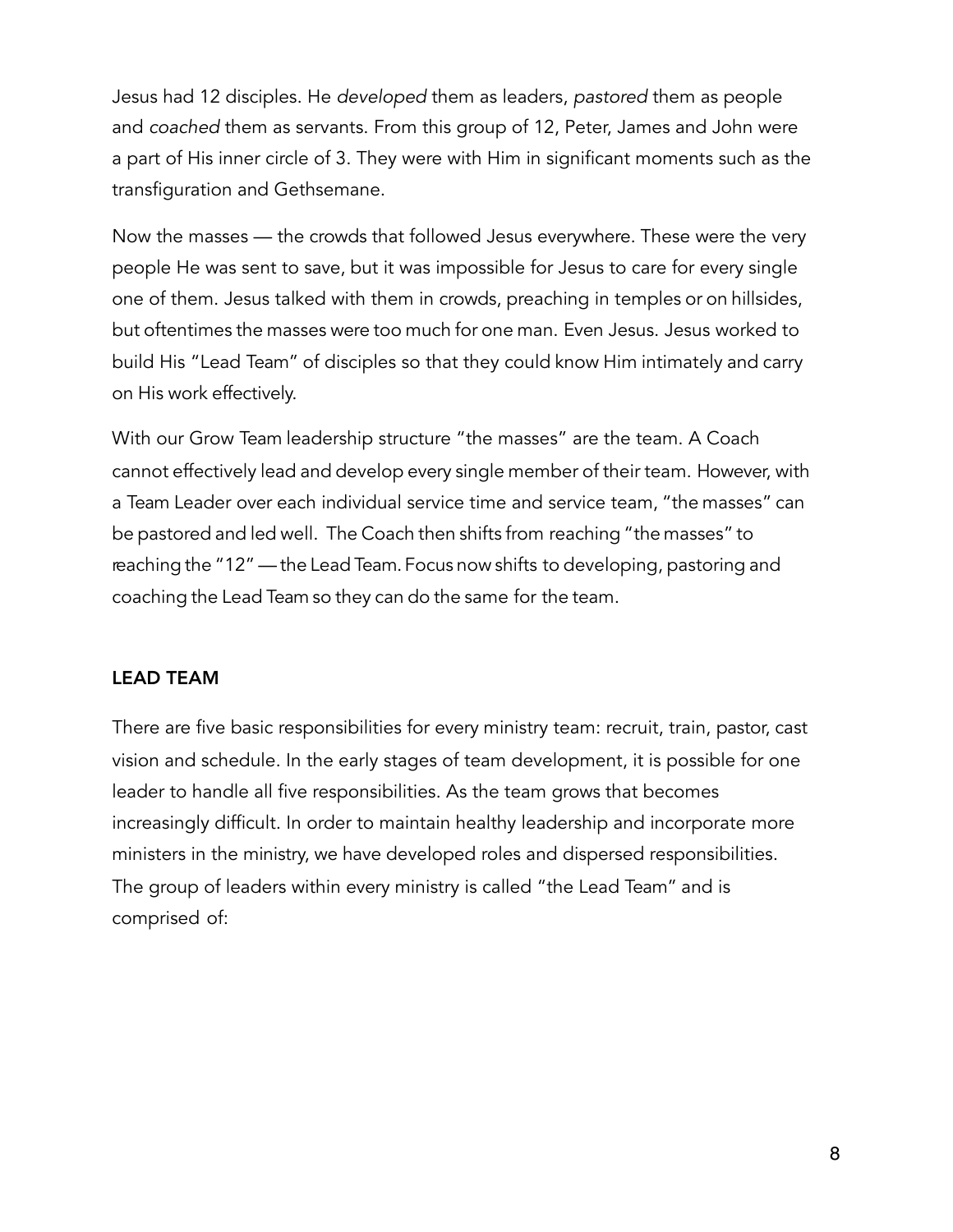Jesus had 12 disciples. He *developed* them as leaders, *pastored* them as people and *coached* them as servants. From this group of 12, Peter, James and John were a part of His inner circle of 3. They were with Him in significant moments such as the transfiguration and Gethsemane.

Now the masses — the crowds that followed Jesus everywhere. These were the very people He was sent to save, but it was impossible for Jesus to care for every single one of them. Jesus talked with them in crowds, preaching in temples or on hillsides, but oftentimes the masses were too much for one man. Even Jesus. Jesus worked to build His "Lead Team" of disciples so that they could know Him intimately and carry on His work effectively.

With our Grow Team leadership structure "the masses" are the team. A Coach cannot effectively lead and develop every single member of their team. However, with a Team Leader over each individual service time and service team, "the masses" can be pastored and led well. The Coach then shifts from reaching "the masses" to reaching the "12" — the Lead Team. Focus now shifts to developing, pastoring and coaching the Lead Team so they can do the same for the team.

## LEAD TEAM

There are five basic responsibilities for every ministry team: recruit, train, pastor, cast vision and schedule. In the early stages of team development, it is possible for one leader to handle all five responsibilities. As the team grows that becomes increasingly difficult. In order to maintain healthy leadership and incorporate more ministers in the ministry, we have developed roles and dispersed responsibilities. The group of leaders within every ministry is called "the Lead Team" and is comprised of: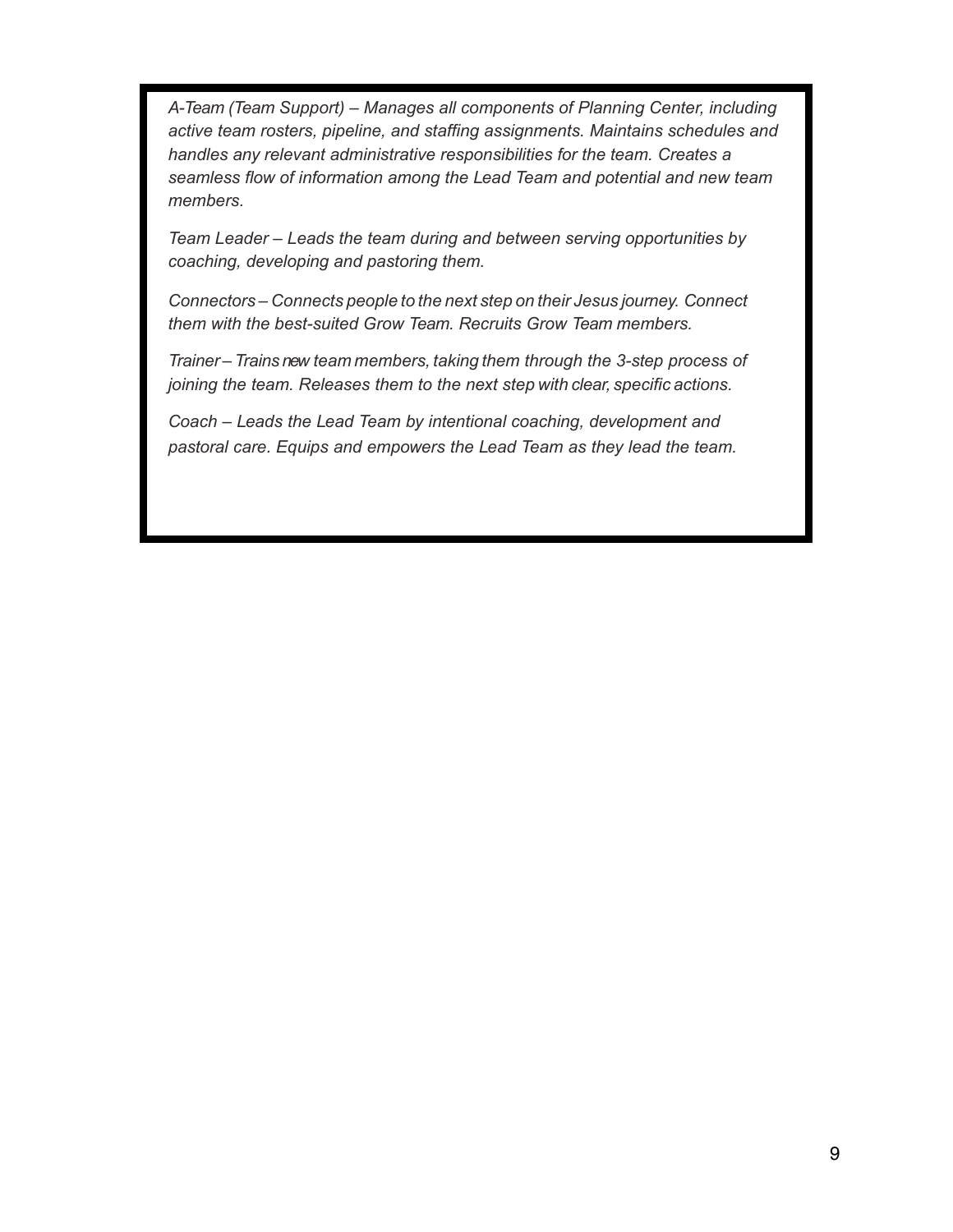*A-Team (Team Support) – Manages all components of Planning Center, including active team rosters, pipeline, and staffing assignments. Maintains schedules and handles any relevant administrative responsibilities for the team. Creates a seamless flow of information among the Lead Team and potential and new team members.*

*Team Leader – Leads the team during and between serving opportunities by coaching, developing and pastoring them.*

*Connectors – Connects people to the next step on their Jesus journey. Connect them with the best-suited Grow Team. Recruits Grow Team members.*

*Trainer – Trains new team members, taking them through the 3-step process of joining the team. Releases them to the next step with clear, specific actions.*

*Coach – Leads the Lead Team by intentional coaching, development and pastoral care. Equips and empowers the Lead Team as they lead the team.*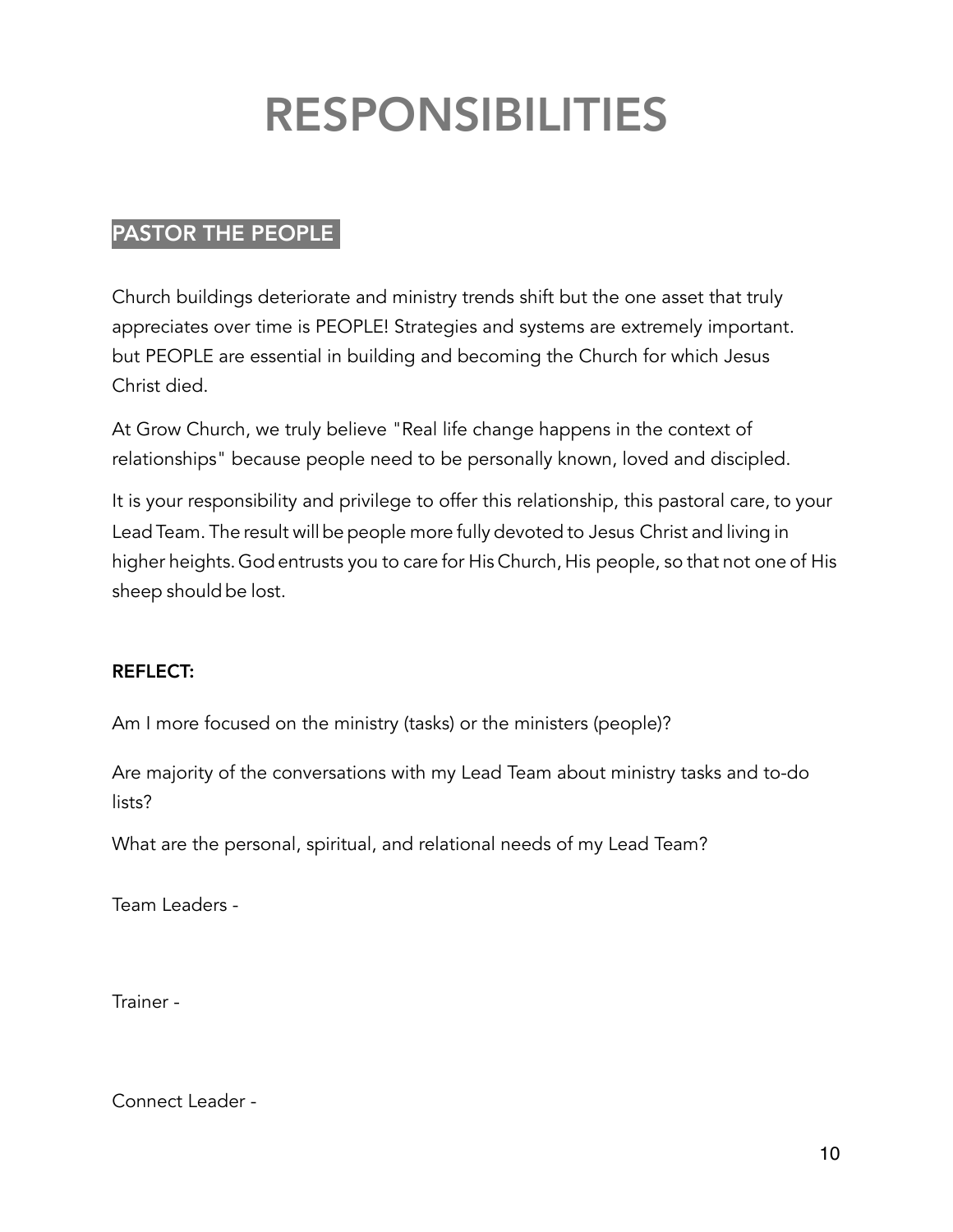# RESPONSIBILITIES

## PASTOR THE PEOPLE

Church buildings deteriorate and ministry trends shift but the one asset that truly appreciates over time is PEOPLE! Strategies and systems are extremely important. but PEOPLE are essential in building and becoming the Church for which Jesus Christ died.

At Grow Church, we truly believe "Real life change happens in the context of relationships" because people need to be personally known, loved and discipled.

It is your responsibility and privilege to offer this relationship, this pastoral care, to your Lead Team. The result will be people more fully devoted to Jesus Christ and living in higher heights. God entrusts you to care for His Church, His people, so that not one of His sheep should be lost.

**REFLECT:**

Am I more focused on the ministry (tasks) or the ministers (people)?

Are majority of the conversations with my Lead Team about ministry tasks and to-do lists?

What are the personal, spiritual, and relational needs of my Lead Team?

Team Leaders -

Trainer -

Connect Leader -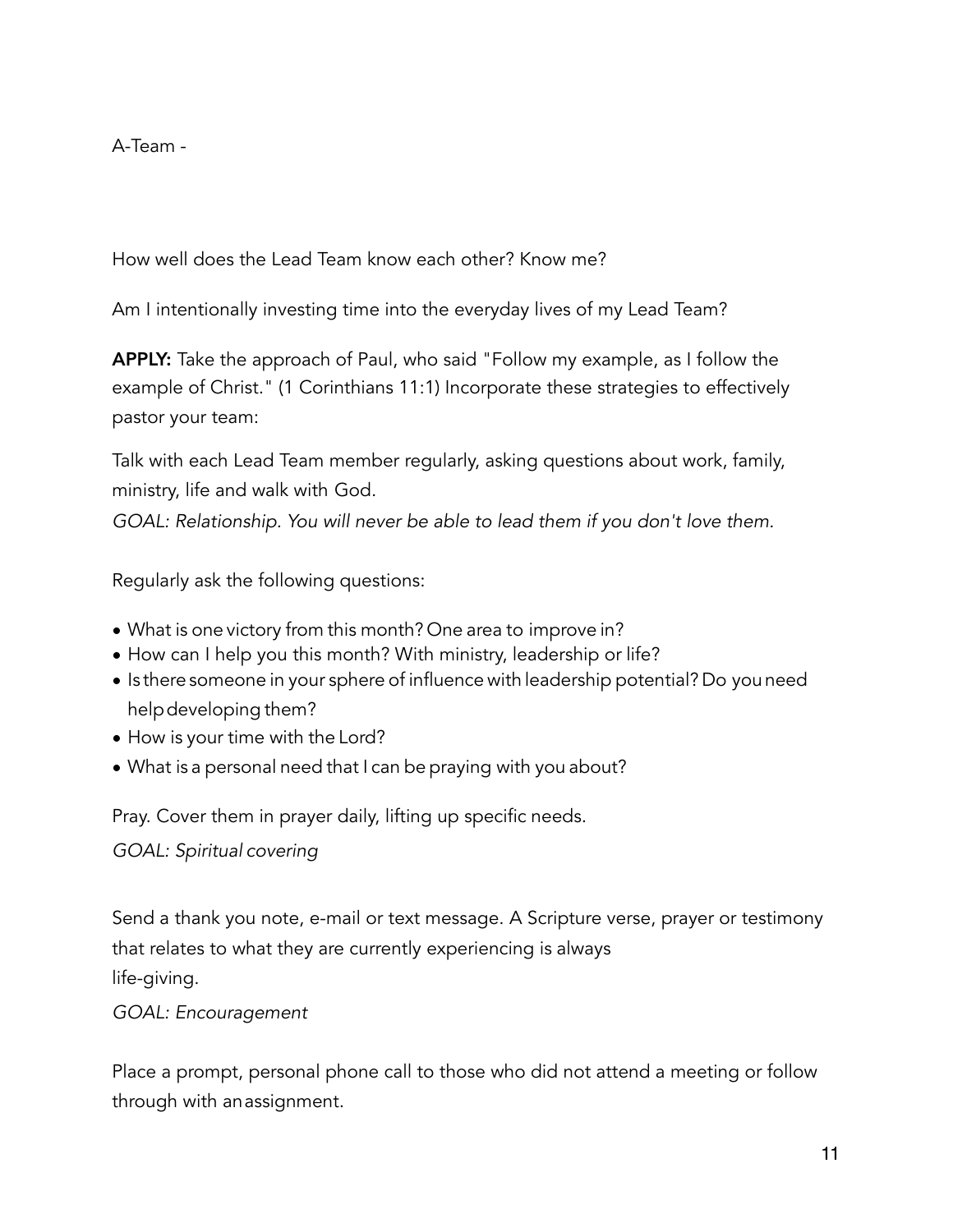A-Team -

How well does the Lead Team know each other? Know me?

Am I intentionally investing time into the everyday lives of my Lead Team?

**APPLY:** Take the approach of Paul, who said "Follow my example, as I follow the example of Christ." (1 Corinthians 11:1) Incorporate these strategies to effectively pastor your team:

Talk with each Lead Team member regularly, asking questions about work, family, ministry, life and walk with God.
*GOAL: Relationship. You will never be able to lead them if you don't love them.*

Regularly ask the following questions:

- What is one victory from this month? One area to improve in?
- How can I help you this month? With ministry, leadership or life?
- Is there someone in your sphere of influence with leadership potential? Do you need help developing them?
- How is your time with the Lord?
- What is a personal need that I can be praying with you about?

Pray. Cover them in prayer daily, lifting up specific needs.
*GOAL: Spiritual covering*

Send a thank you note, e-mail or text message. A Scripture verse, prayer or testimony that relates to what they are currently experiencing is always life-giving.
*GOAL: Encouragement*

Place a prompt, personal phone call to those who did not attend a meeting or follow through with an assignment.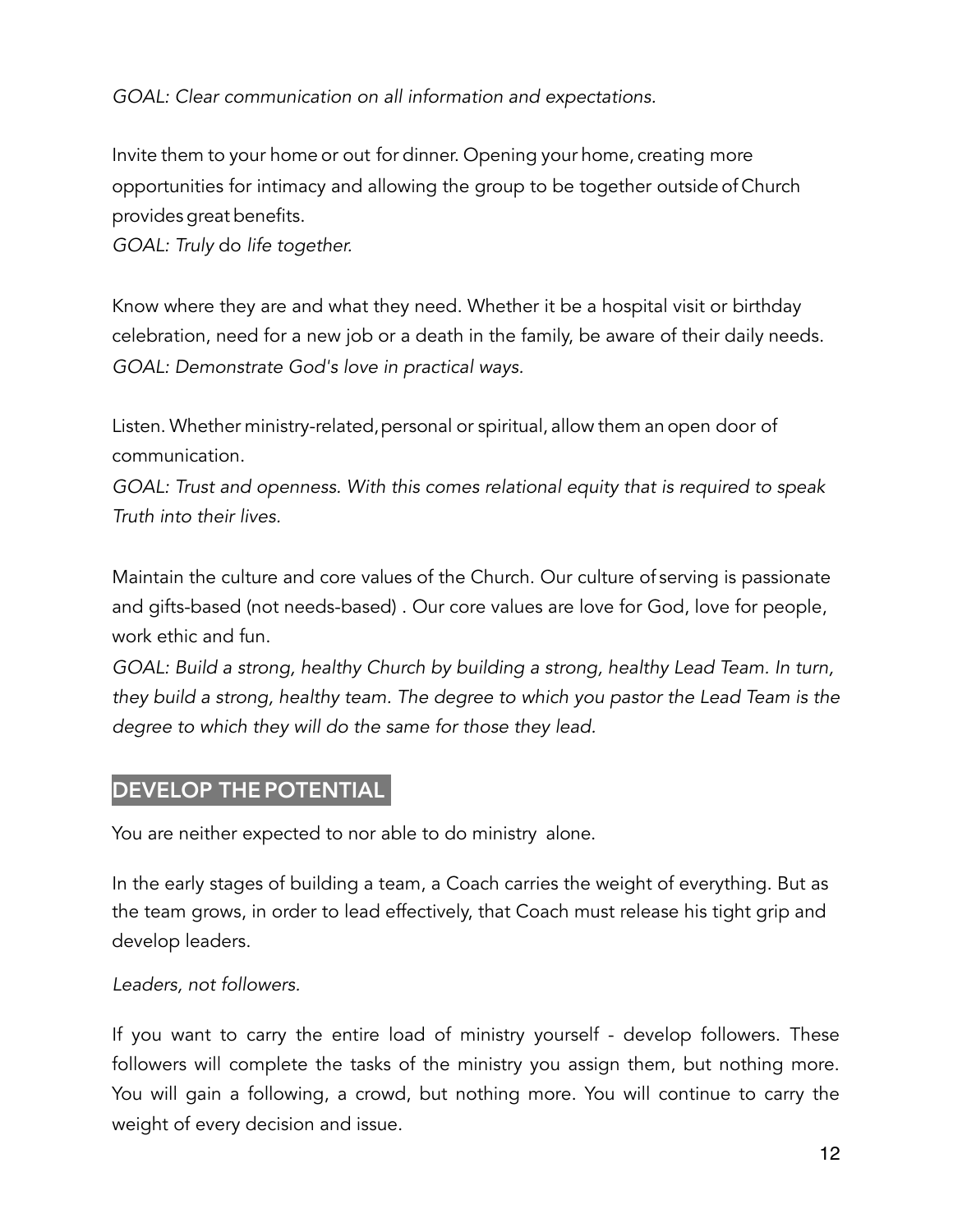*GOAL: Clear communication on all information and expectations.*

Invite them to your home or out for dinner. Opening your home, creating more opportunities for intimacy and allowing the group to be together outside of Church provides great benefits.
*GOAL: Truly* do *life together.*

Know where they are and what they need. Whether it be a hospital visit or birthday celebration, need for a new job or a death in the family, be aware of their daily needs.
*GOAL: Demonstrate God's love in practical ways.*

Listen. Whether ministry-related, personal or spiritual, allow them an open door of communication.
*GOAL: Trust and openness. With this comes relational equity that is required to speak Truth into their lives.*

Maintain the culture and core values of the Church. Our culture of serving is passionate and gifts-based (not needs-based) . Our core values are love for God, love for people, work ethic and fun.
*GOAL: Build a strong, healthy Church by building a strong, healthy Lead Team. In turn, they build a strong, healthy team. The degree to which you pastor the Lead Team is the degree to which they will do the same for those they lead.*

## DEVELOP THE POTENTIAL

You are neither expected to nor able to do ministry alone.

In the early stages of building a team, a Coach carries the weight of everything. But as the team grows, in order to lead effectively, that Coach must release his tight grip and develop leaders.

*Leaders, not followers.*

If you want to carry the entire load of ministry yourself - develop followers. These followers will complete the tasks of the ministry you assign them, but nothing more. You will gain a following, a crowd, but nothing more. You will continue to carry the weight of every decision and issue.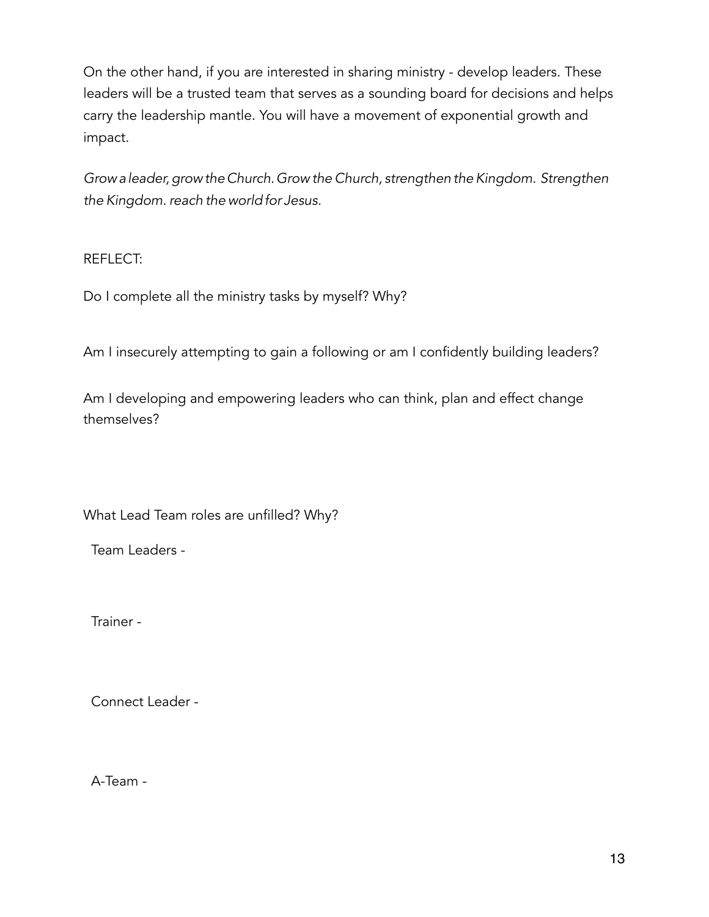On the other hand, if you are interested in sharing ministry - develop leaders. These leaders will be a trusted team that serves as a sounding board for decisions and helps carry the leadership mantle. You will have a movement of exponential growth and impact.

*Grow a leader, grow the Church. Grow the Church, strengthen the Kingdom. Strengthen the Kingdom. reach the world for Jesus.*

REFLECT:

Do I complete all the ministry tasks by myself? Why?

Am I insecurely attempting to gain a following or am I confidently building leaders?

Am I developing and empowering leaders who can think, plan and effect change themselves?

What Lead Team roles are unfilled? Why?

Team Leaders -

Trainer -

Connect Leader -

A-Team -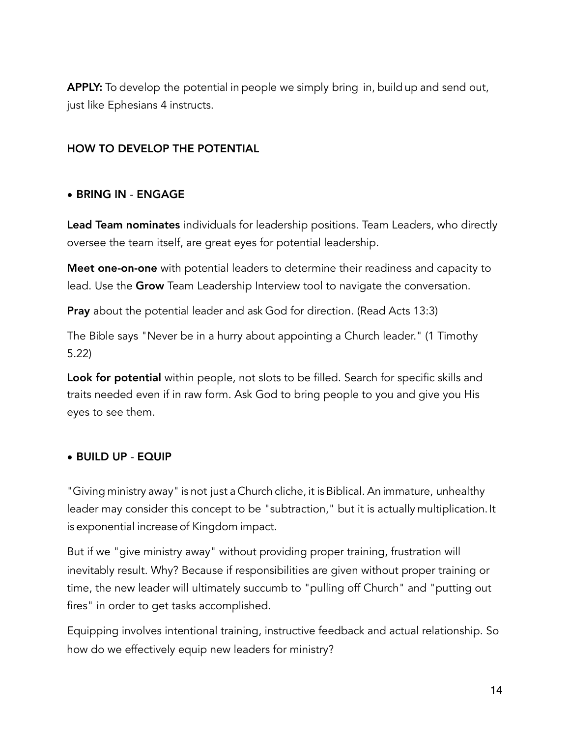**APPLY:** To develop the potential in people we simply bring in, build up and send out, just like Ephesians 4 instructs.

## HOW TO DEVELOP THE POTENTIAL

### • BRING IN - ENGAGE

**Lead Team nominates** individuals for leadership positions. Team Leaders, who directly oversee the team itself, are great eyes for potential leadership.

**Meet one-on-one** with potential leaders to determine their readiness and capacity to lead. Use the **Grow** Team Leadership Interview tool to navigate the conversation.

**Pray** about the potential leader and ask God for direction. (Read Acts 13:3)

The Bible says "Never be in a hurry about appointing a Church leader." (1 Timothy 5.22)

**Look for potential** within people, not slots to be filled. Search for specific skills and traits needed even if in raw form. Ask God to bring people to you and give you His eyes to see them.

### • BUILD UP - EQUIP

"Giving ministry away" is not just a Church cliche, it is Biblical. An immature, unhealthy leader may consider this concept to be "subtraction," but it is actually multiplication. It is exponential increase of Kingdom impact.

But if we "give ministry away" without providing proper training, frustration will inevitably result. Why? Because if responsibilities are given without proper training or time, the new leader will ultimately succumb to "pulling off Church" and "putting out fires" in order to get tasks accomplished.

Equipping involves intentional training, instructive feedback and actual relationship. So how do we effectively equip new leaders for ministry?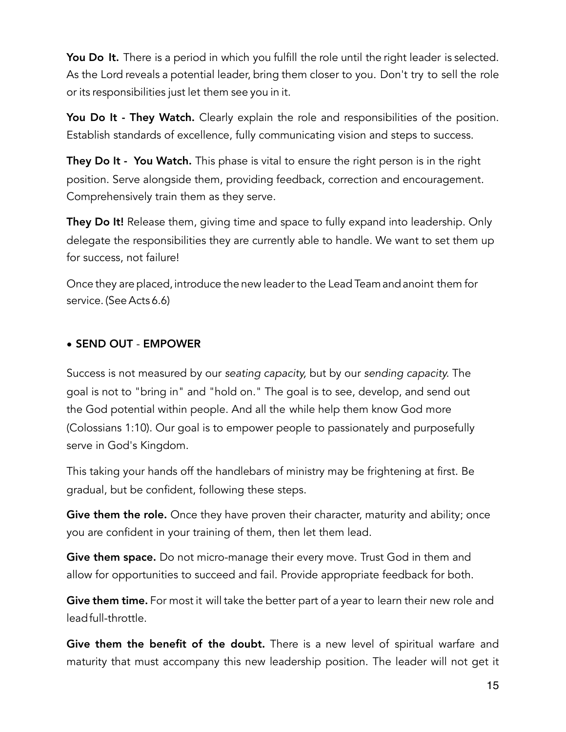**You Do It.** There is a period in which you fulfill the role until the right leader is selected. As the Lord reveals a potential leader, bring them closer to you. Don't try to sell the role or its responsibilities just let them see you in it.

**You Do It - They Watch.** Clearly explain the role and responsibilities of the position. Establish standards of excellence, fully communicating vision and steps to success.

**They Do It - You Watch.** This phase is vital to ensure the right person is in the right position. Serve alongside them, providing feedback, correction and encouragement. Comprehensively train them as they serve.

**They Do It!** Release them, giving time and space to fully expand into leadership. Only delegate the responsibilities they are currently able to handle. We want to set them up for success, not failure!

Once they are placed, introduce the new leader to the Lead Team and anoint them for service. (See Acts 6.6)

- **SEND OUT** - **EMPOWER**

Success is not measured by our *seating capacity,* but by our *sending capacity.* The goal is not to "bring in" and "hold on." The goal is to see, develop, and send out the God potential within people. And all the while help them know God more (Colossians 1:10). Our goal is to empower people to passionately and purposefully serve in God's Kingdom.

This taking your hands off the handlebars of ministry may be frightening at first. Be gradual, but be confident, following these steps.

**Give them the role.** Once they have proven their character, maturity and ability; once you are confident in your training of them, then let them lead.

**Give them space.** Do not micro-manage their every move. Trust God in them and allow for opportunities to succeed and fail. Provide appropriate feedback for both.

**Give them time.** For most it will take the better part of a year to learn their new role and lead full-throttle.

**Give them the benefit of the doubt.** There is a new level of spiritual warfare and maturity that must accompany this new leadership position. The leader will not get it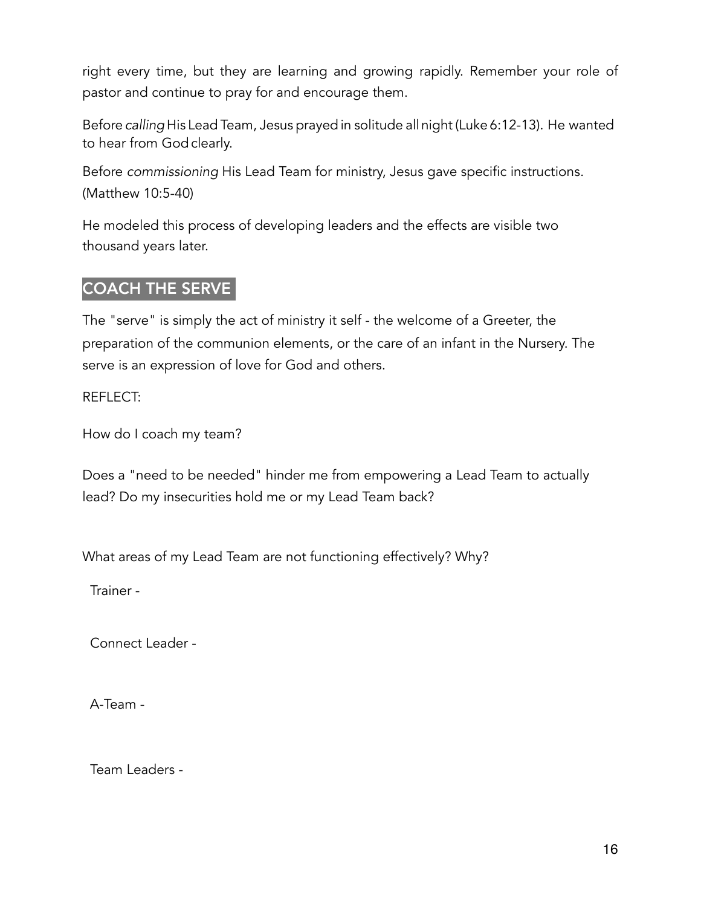right every time, but they are learning and growing rapidly. Remember your role of pastor and continue to pray for and encourage them.

Before *calling* His Lead Team, Jesus prayed in solitude all night (Luke 6:12-13). He wanted to hear from God clearly.

Before *commissioning* His Lead Team for ministry, Jesus gave specific instructions. (Matthew 10:5-40)

He modeled this process of developing leaders and the effects are visible two thousand years later.

## COACH THE SERVE

The "serve" is simply the act of ministry it self - the welcome of a Greeter, the preparation of the communion elements, or the care of an infant in the Nursery. The serve is an expression of love for God and others.

REFLECT:

How do I coach my team?

Does a "need to be needed" hinder me from empowering a Lead Team to actually lead? Do my insecurities hold me or my Lead Team back?

What areas of my Lead Team are not functioning effectively? Why?

Trainer -

Connect Leader -

A-Team -

Team Leaders -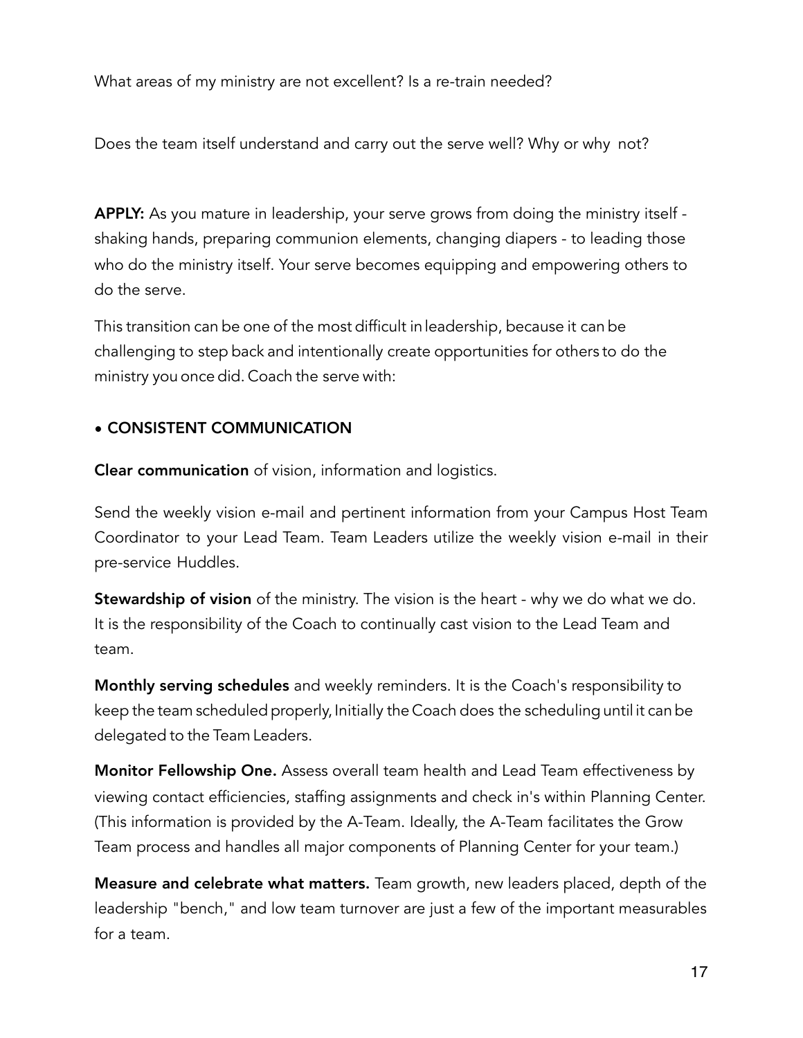What areas of my ministry are not excellent? Is a re-train needed?

Does the team itself understand and carry out the serve well? Why or why  not?

**APPLY:** As you mature in leadership, your serve grows from doing the ministry itself - shaking hands, preparing communion elements, changing diapers - to leading those who do the ministry itself. Your serve becomes equipping and empowering others to do the serve.

This transition can be one of the most difficult in leadership, because it can be challenging to step back and intentionally create opportunities for others to do the ministry you once did. Coach the serve with:

- **CONSISTENT COMMUNICATION**

**Clear communication** of vision, information and logistics.

Send the weekly vision e-mail and pertinent information from your Campus Host Team Coordinator to your Lead Team. Team Leaders utilize the weekly vision e-mail in their pre-service Huddles.

**Stewardship of vision** of the ministry. The vision is the heart - why we do what we do. It is the responsibility of the Coach to continually cast vision to the Lead Team and team.

**Monthly serving schedules** and weekly reminders. It is the Coach's responsibility to keep the team scheduled properly, Initially the Coach does the scheduling until it can be delegated to the Team Leaders.

**Monitor Fellowship One.** Assess overall team health and Lead Team effectiveness by viewing contact efficiencies, staffing assignments and check in's within Planning Center. (This information is provided by the A-Team. Ideally, the A-Team facilitates the Grow Team process and handles all major components of Planning Center for your team.)

**Measure and celebrate what matters.** Team growth, new leaders placed, depth of the leadership "bench," and low team turnover are just a few of the important measurables for a team.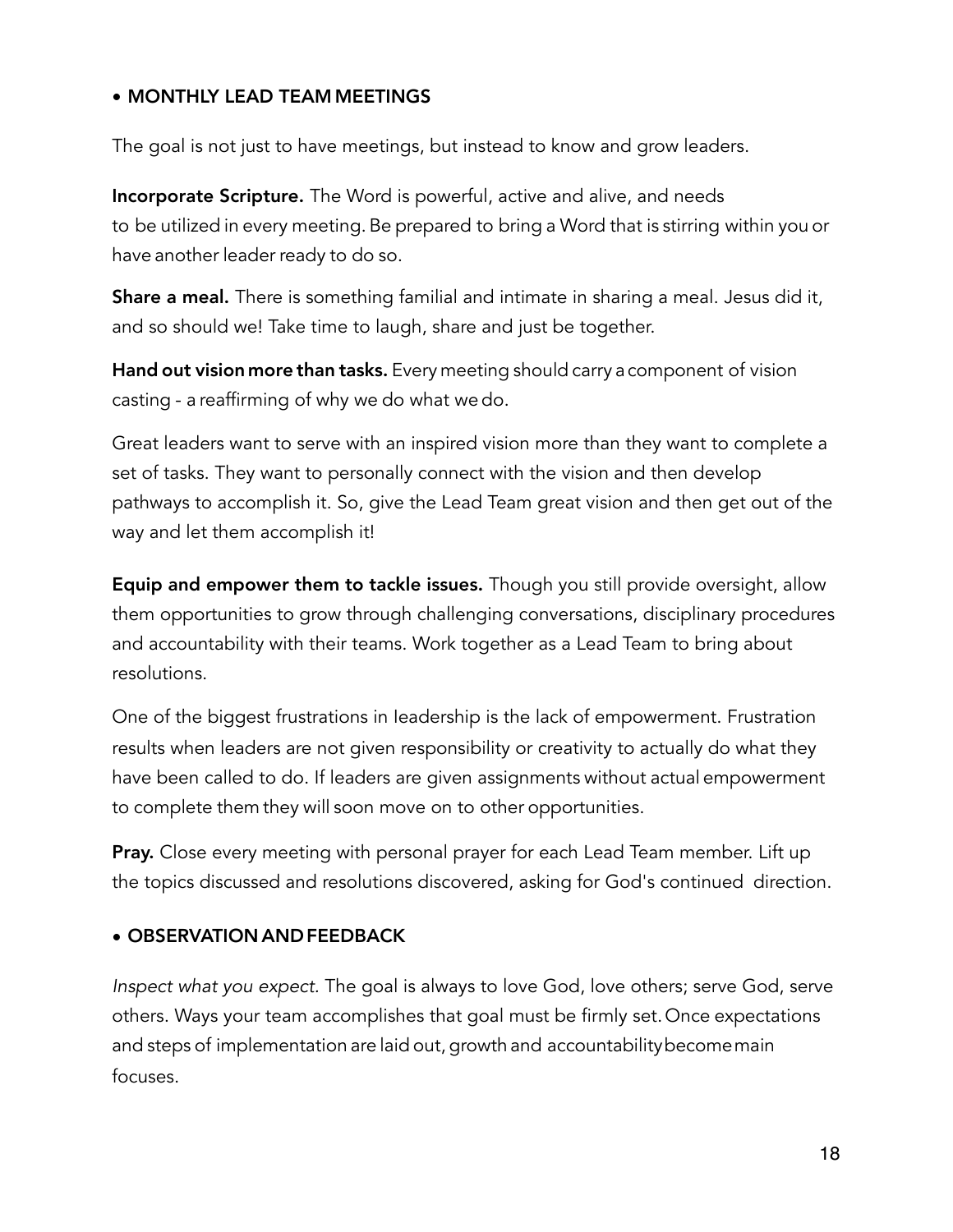- **MONTHLY LEAD TEAM MEETINGS**

The goal is not just to have meetings, but instead to know and grow leaders.

**Incorporate Scripture.** The Word is powerful, active and alive, and needs to be utilized in every meeting. Be prepared to bring a Word that is stirring within you or have another leader ready to do so.

**Share a meal.** There is something familial and intimate in sharing a meal. Jesus did it, and so should we! Take time to laugh, share and just be together.

**Hand out vision more than tasks.** Every meeting should carry a component of vision casting - a reaffirming of why we do what we do.

Great leaders want to serve with an inspired vision more than they want to complete a set of tasks. They want to personally connect with the vision and then develop pathways to accomplish it. So, give the Lead Team great vision and then get out of the way and let them accomplish it!

**Equip and empower them to tackle issues.** Though you still provide oversight, allow them opportunities to grow through challenging conversations, disciplinary procedures and accountability with their teams. Work together as a Lead Team to bring about resolutions.

One of the biggest frustrations in leadership is the lack of empowerment. Frustration results when leaders are not given responsibility or creativity to actually do what they have been called to do. If leaders are given assignments without actual empowerment to complete them they will soon move on to other opportunities.

**Pray.** Close every meeting with personal prayer for each Lead Team member. Lift up the topics discussed and resolutions discovered, asking for God's continued direction.

- **OBSERVATION AND FEEDBACK**

*Inspect what you expect.* The goal is always to love God, love others; serve God, serve others. Ways your team accomplishes that goal must be firmly set. Once expectations and steps of implementation are laid out, growth and accountability become main focuses.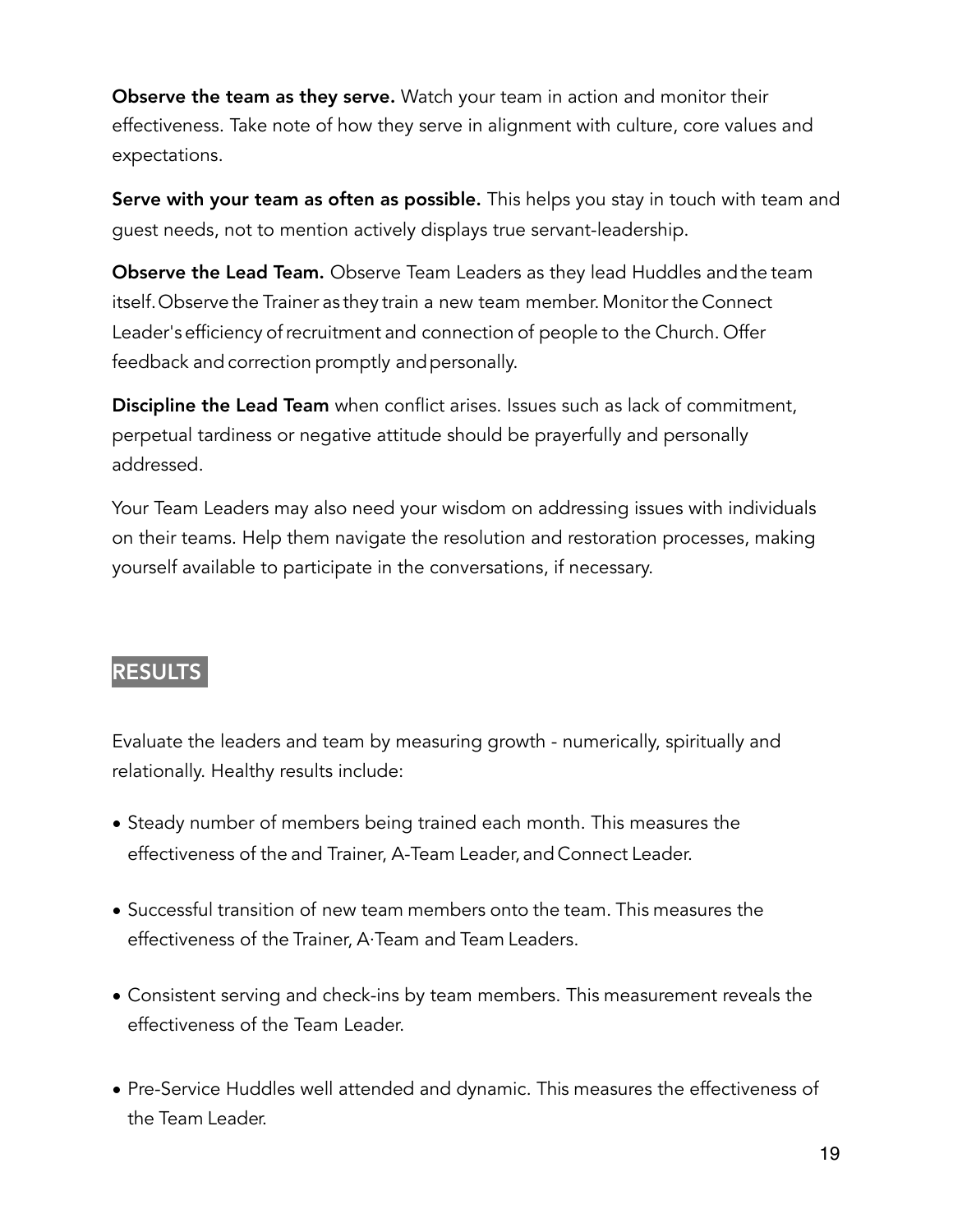**Observe the team as they serve.** Watch your team in action and monitor their effectiveness. Take note of how they serve in alignment with culture, core values and expectations.

**Serve with your team as often as possible.** This helps you stay in touch with team and guest needs, not to mention actively displays true servant-leadership.

**Observe the Lead Team.** Observe Team Leaders as they lead Huddles and the team itself. Observe the Trainer as they train a new team member. Monitor the Connect Leader's efficiency of recruitment and connection of people to the Church. Offer feedback and correction promptly and personally.

**Discipline the Lead Team** when conflict arises. Issues such as lack of commitment, perpetual tardiness or negative attitude should be prayerfully and personally addressed.

Your Team Leaders may also need your wisdom on addressing issues with individuals on their teams. Help them navigate the resolution and restoration processes, making yourself available to participate in the conversations, if necessary.

## RESULTS

Evaluate the leaders and team by measuring growth - numerically, spiritually and relationally. Healthy results include:

- Steady number of members being trained each month. This measures the effectiveness of the and Trainer, A-Team Leader, and Connect Leader.
- Successful transition of new team members onto the team. This measures the effectiveness of the Trainer, A·Team and Team Leaders.
- Consistent serving and check-ins by team members. This measurement reveals the effectiveness of the Team Leader.
- Pre-Service Huddles well attended and dynamic. This measures the effectiveness of the Team Leader.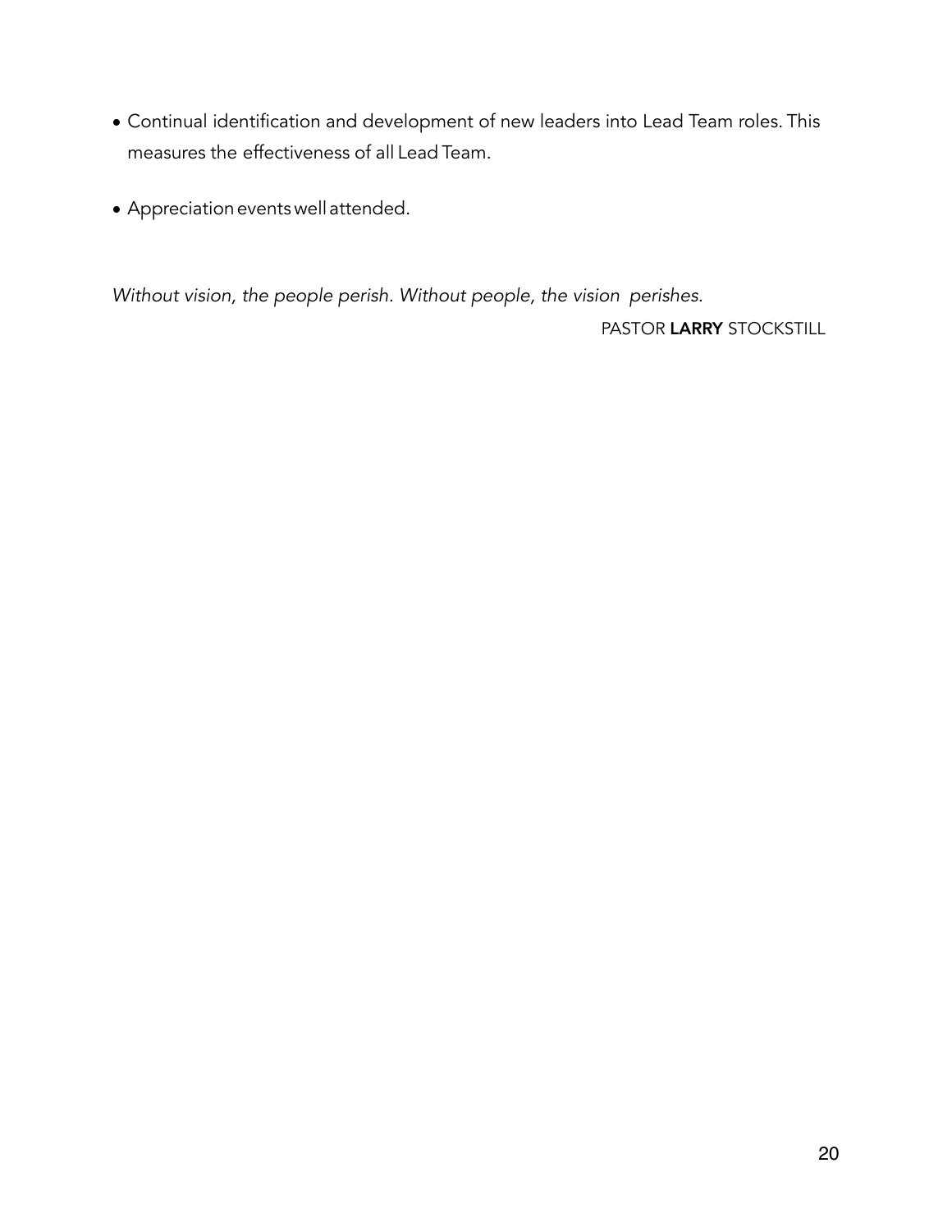- Continual identification and development of new leaders into Lead Team roles. This measures the effectiveness of all Lead Team.
- Appreciation events well attended.

*Without vision, the people perish. Without people, the vision perishes.*

PASTOR **LARRY** STOCKSTILL